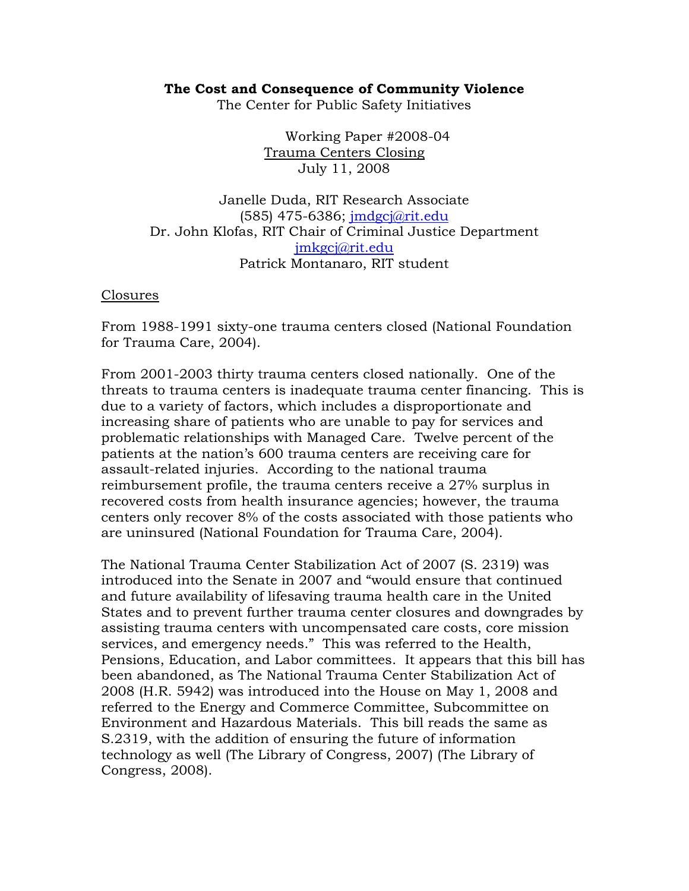# The Cost and Consequence of Community Violence

The Center for Public Safety Initiatives

Working Paper #2008-04

## Trauma Centers Closing

July 11, 2008

Janelle Duda, RIT Research Associate
(585) 475-6386; jmdgcj@rit.edu
Dr. John Klofas, RIT Chair of Criminal Justice Department
jmkgcj@rit.edu
Patrick Montanaro, RIT student

## Closures

From 1988-1991 sixty-one trauma centers closed (National Foundation for Trauma Care, 2004).

From 2001-2003 thirty trauma centers closed nationally. One of the threats to trauma centers is inadequate trauma center financing. This is due to a variety of factors, which includes a disproportionate and increasing share of patients who are unable to pay for services and problematic relationships with Managed Care. Twelve percent of the patients at the nation's 600 trauma centers are receiving care for assault-related injuries. According to the national trauma reimbursement profile, the trauma centers receive a 27% surplus in recovered costs from health insurance agencies; however, the trauma centers only recover 8% of the costs associated with those patients who are uninsured (National Foundation for Trauma Care, 2004).

The National Trauma Center Stabilization Act of 2007 (S. 2319) was introduced into the Senate in 2007 and "would ensure that continued and future availability of lifesaving trauma health care in the United States and to prevent further trauma center closures and downgrades by assisting trauma centers with uncompensated care costs, core mission services, and emergency needs." This was referred to the Health, Pensions, Education, and Labor committees. It appears that this bill has been abandoned, as The National Trauma Center Stabilization Act of 2008 (H.R. 5942) was introduced into the House on May 1, 2008 and referred to the Energy and Commerce Committee, Subcommittee on Environment and Hazardous Materials. This bill reads the same as S.2319, with the addition of ensuring the future of information technology as well (The Library of Congress, 2007) (The Library of Congress, 2008).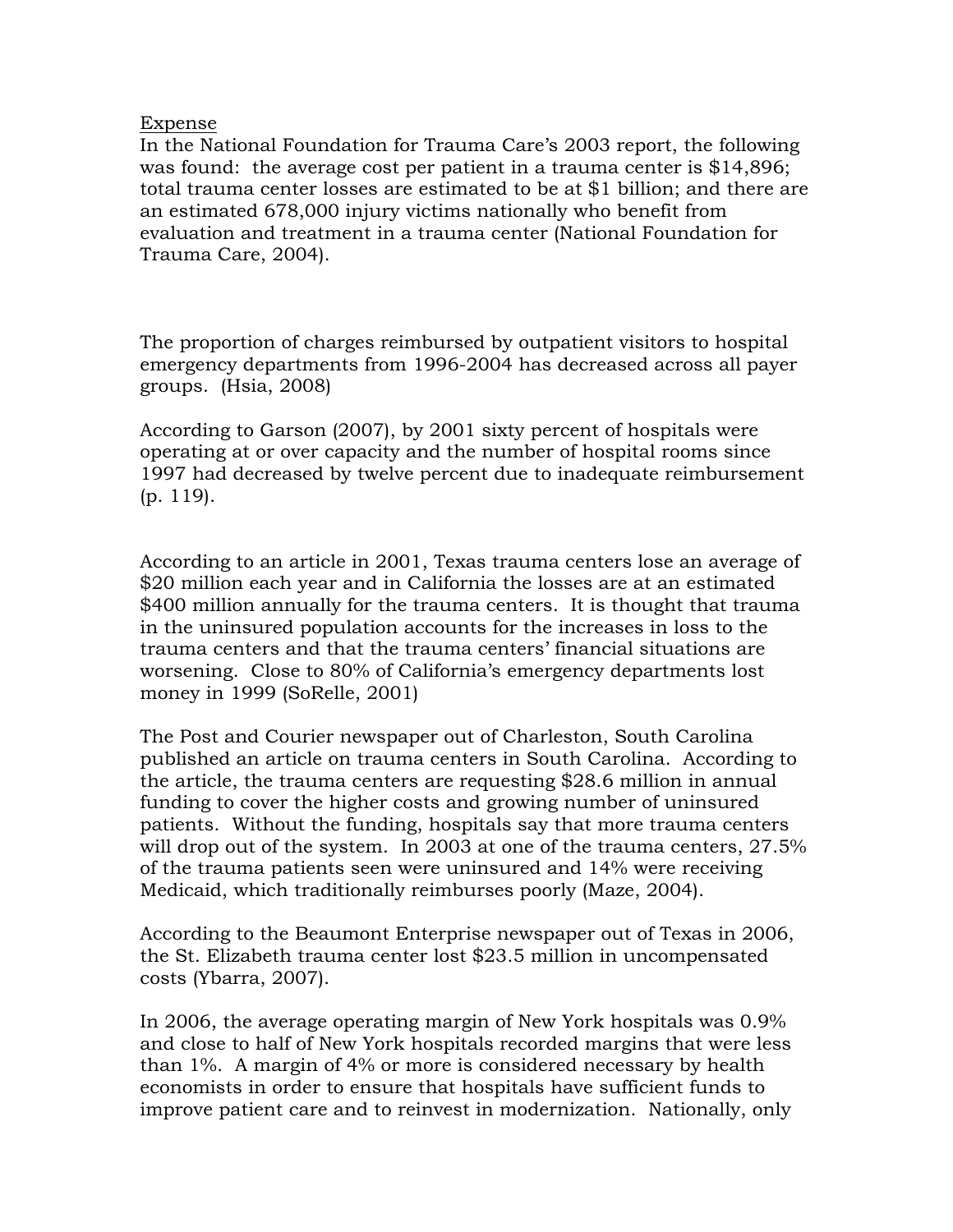Expense

In the National Foundation for Trauma Care's 2003 report, the following was found: the average cost per patient in a trauma center is $14,896; total trauma center losses are estimated to be at $1 billion; and there are an estimated 678,000 injury victims nationally who benefit from evaluation and treatment in a trauma center (National Foundation for Trauma Care, 2004).

The proportion of charges reimbursed by outpatient visitors to hospital emergency departments from 1996-2004 has decreased across all payer groups. (Hsia, 2008)

According to Garson (2007), by 2001 sixty percent of hospitals were operating at or over capacity and the number of hospital rooms since 1997 had decreased by twelve percent due to inadequate reimbursement (p. 119).

According to an article in 2001, Texas trauma centers lose an average of $20 million each year and in California the losses are at an estimated $400 million annually for the trauma centers. It is thought that trauma in the uninsured population accounts for the increases in loss to the trauma centers and that the trauma centers' financial situations are worsening. Close to 80% of California's emergency departments lost money in 1999 (SoRelle, 2001)

The Post and Courier newspaper out of Charleston, South Carolina published an article on trauma centers in South Carolina. According to the article, the trauma centers are requesting $28.6 million in annual funding to cover the higher costs and growing number of uninsured patients. Without the funding, hospitals say that more trauma centers will drop out of the system. In 2003 at one of the trauma centers, 27.5% of the trauma patients seen were uninsured and 14% were receiving Medicaid, which traditionally reimburses poorly (Maze, 2004).

According to the Beaumont Enterprise newspaper out of Texas in 2006, the St. Elizabeth trauma center lost $23.5 million in uncompensated costs (Ybarra, 2007).

In 2006, the average operating margin of New York hospitals was 0.9% and close to half of New York hospitals recorded margins that were less than 1%. A margin of 4% or more is considered necessary by health economists in order to ensure that hospitals have sufficient funds to improve patient care and to reinvest in modernization. Nationally, only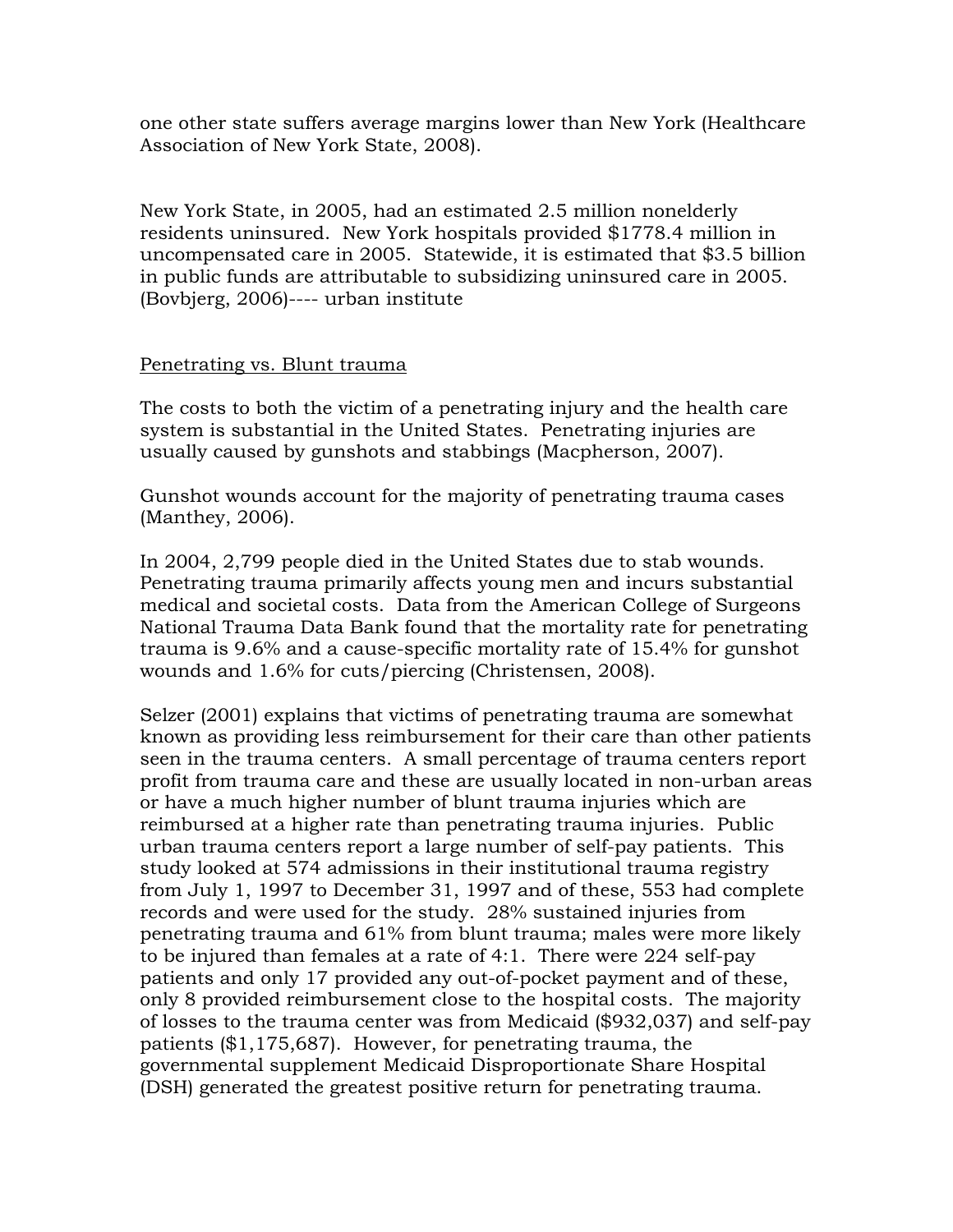one other state suffers average margins lower than New York (Healthcare Association of New York State, 2008).

New York State, in 2005, had an estimated 2.5 million nonelderly residents uninsured. New York hospitals provided $1778.4 million in uncompensated care in 2005. Statewide, it is estimated that $3.5 billion in public funds are attributable to subsidizing uninsured care in 2005. (Bovbjerg, 2006)---- urban institute

<u>Penetrating vs. Blunt trauma</u>

The costs to both the victim of a penetrating injury and the health care system is substantial in the United States. Penetrating injuries are usually caused by gunshots and stabbings (Macpherson, 2007).

Gunshot wounds account for the majority of penetrating trauma cases (Manthey, 2006).

In 2004, 2,799 people died in the United States due to stab wounds. Penetrating trauma primarily affects young men and incurs substantial medical and societal costs. Data from the American College of Surgeons National Trauma Data Bank found that the mortality rate for penetrating trauma is 9.6% and a cause-specific mortality rate of 15.4% for gunshot wounds and 1.6% for cuts/piercing (Christensen, 2008).

Selzer (2001) explains that victims of penetrating trauma are somewhat known as providing less reimbursement for their care than other patients seen in the trauma centers. A small percentage of trauma centers report profit from trauma care and these are usually located in non-urban areas or have a much higher number of blunt trauma injuries which are reimbursed at a higher rate than penetrating trauma injuries. Public urban trauma centers report a large number of self-pay patients. This study looked at 574 admissions in their institutional trauma registry from July 1, 1997 to December 31, 1997 and of these, 553 had complete records and were used for the study. 28% sustained injuries from penetrating trauma and 61% from blunt trauma; males were more likely to be injured than females at a rate of 4:1. There were 224 self-pay patients and only 17 provided any out-of-pocket payment and of these, only 8 provided reimbursement close to the hospital costs. The majority of losses to the trauma center was from Medicaid ($932,037) and self-pay patients ($1,175,687). However, for penetrating trauma, the governmental supplement Medicaid Disproportionate Share Hospital (DSH) generated the greatest positive return for penetrating trauma.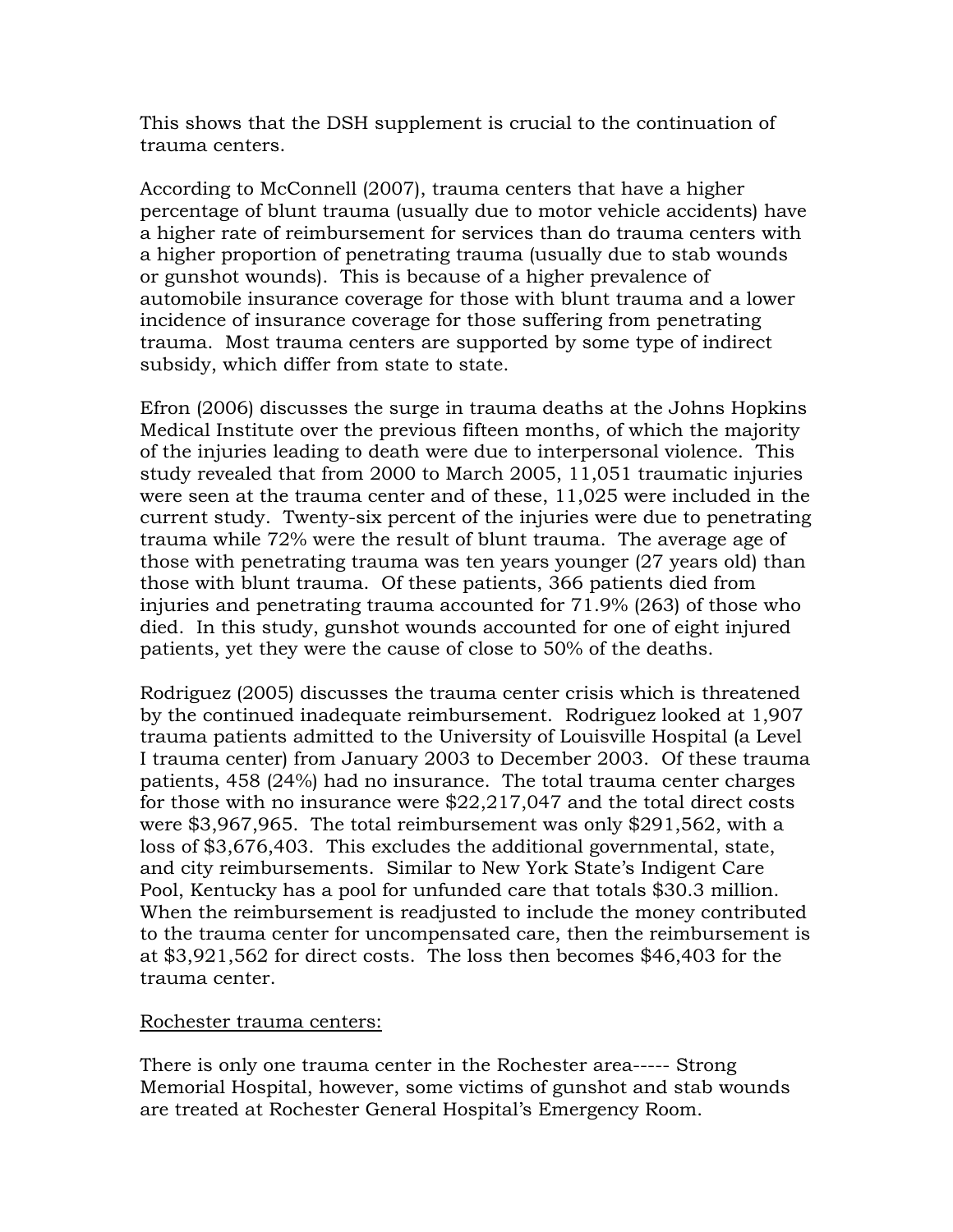This shows that the DSH supplement is crucial to the continuation of trauma centers.

According to McConnell (2007), trauma centers that have a higher percentage of blunt trauma (usually due to motor vehicle accidents) have a higher rate of reimbursement for services than do trauma centers with a higher proportion of penetrating trauma (usually due to stab wounds or gunshot wounds). This is because of a higher prevalence of automobile insurance coverage for those with blunt trauma and a lower incidence of insurance coverage for those suffering from penetrating trauma. Most trauma centers are supported by some type of indirect subsidy, which differ from state to state.

Efron (2006) discusses the surge in trauma deaths at the Johns Hopkins Medical Institute over the previous fifteen months, of which the majority of the injuries leading to death were due to interpersonal violence. This study revealed that from 2000 to March 2005, 11,051 traumatic injuries were seen at the trauma center and of these, 11,025 were included in the current study. Twenty-six percent of the injuries were due to penetrating trauma while 72% were the result of blunt trauma. The average age of those with penetrating trauma was ten years younger (27 years old) than those with blunt trauma. Of these patients, 366 patients died from injuries and penetrating trauma accounted for 71.9% (263) of those who died. In this study, gunshot wounds accounted for one of eight injured patients, yet they were the cause of close to 50% of the deaths.

Rodriguez (2005) discusses the trauma center crisis which is threatened by the continued inadequate reimbursement. Rodriguez looked at 1,907 trauma patients admitted to the University of Louisville Hospital (a Level I trauma center) from January 2003 to December 2003. Of these trauma patients, 458 (24%) had no insurance. The total trauma center charges for those with no insurance were $22,217,047 and the total direct costs were $3,967,965. The total reimbursement was only $291,562, with a loss of $3,676,403. This excludes the additional governmental, state, and city reimbursements. Similar to New York State's Indigent Care Pool, Kentucky has a pool for unfunded care that totals $30.3 million. When the reimbursement is readjusted to include the money contributed to the trauma center for uncompensated care, then the reimbursement is at $3,921,562 for direct costs. The loss then becomes $46,403 for the trauma center.

<u>Rochester trauma centers:</u>

There is only one trauma center in the Rochester area----- Strong Memorial Hospital, however, some victims of gunshot and stab wounds are treated at Rochester General Hospital's Emergency Room.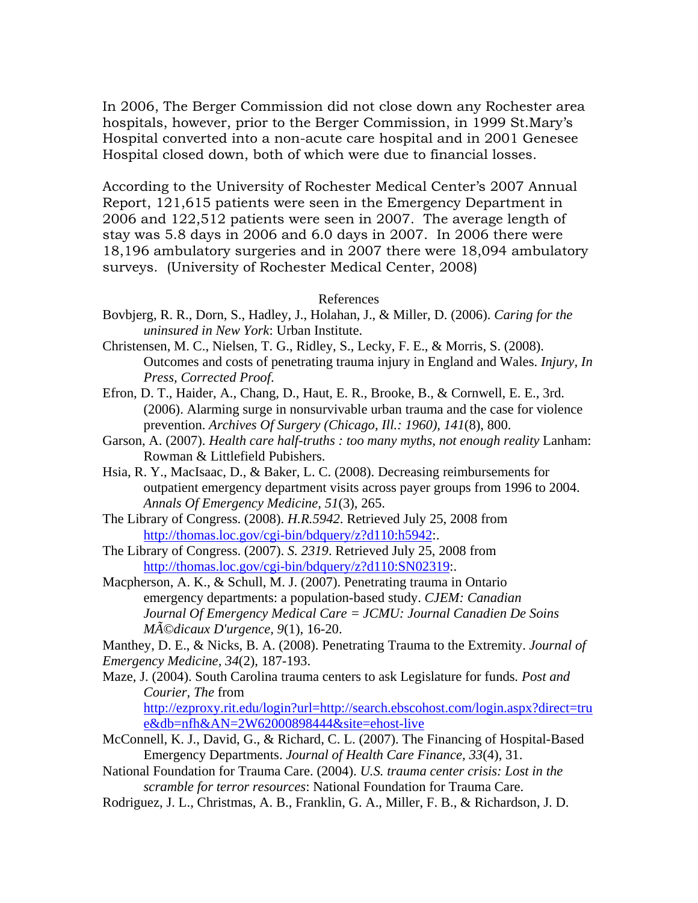In 2006, The Berger Commission did not close down any Rochester area hospitals, however, prior to the Berger Commission, in 1999 St.Mary's Hospital converted into a non-acute care hospital and in 2001 Genesee Hospital closed down, both of which were due to financial losses.

According to the University of Rochester Medical Center's 2007 Annual Report, 121,615 patients were seen in the Emergency Department in 2006 and 122,512 patients were seen in 2007. The average length of stay was 5.8 days in 2006 and 6.0 days in 2007. In 2006 there were 18,196 ambulatory surgeries and in 2007 there were 18,094 ambulatory surveys. (University of Rochester Medical Center, 2008)

References

Bovbjerg, R. R., Dorn, S., Hadley, J., Holahan, J., & Miller, D. (2006). *Caring for the uninsured in New York*: Urban Institute.

Christensen, M. C., Nielsen, T. G., Ridley, S., Lecky, F. E., & Morris, S. (2008). Outcomes and costs of penetrating trauma injury in England and Wales. *Injury, In Press, Corrected Proof.*

Efron, D. T., Haider, A., Chang, D., Haut, E. R., Brooke, B., & Cornwell, E. E., 3rd. (2006). Alarming surge in nonsurvivable urban trauma and the case for violence prevention. *Archives Of Surgery (Chicago, Ill.: 1960), 141*(8), 800.

Garson, A. (2007). *Health care half-truths : too many myths, not enough reality* Lanham: Rowman & Littlefield Pubishers.

Hsia, R. Y., MacIsaac, D., & Baker, L. C. (2008). Decreasing reimbursements for outpatient emergency department visits across payer groups from 1996 to 2004. *Annals Of Emergency Medicine, 51*(3), 265.

The Library of Congress. (2008). *H.R.5942*. Retrieved July 25, 2008 from http://thomas.loc.gov/cgi-bin/bdquery/z?d110:h5942:.

The Library of Congress. (2007). *S. 2319*. Retrieved July 25, 2008 from http://thomas.loc.gov/cgi-bin/bdquery/z?d110:SN02319:.

Macpherson, A. K., & Schull, M. J. (2007). Penetrating trauma in Ontario emergency departments: a population-based study. *CJEM: Canadian Journal Of Emergency Medical Care = JCMU: Journal Canadien De Soins MÃ©dicaux D'urgence, 9*(1), 16-20.

Manthey, D. E., & Nicks, B. A. (2008). Penetrating Trauma to the Extremity. *Journal of Emergency Medicine, 34*(2), 187-193.

Maze, J. (2004). South Carolina trauma centers to ask Legislature for funds. *Post and Courier, The* from http://ezproxy.rit.edu/login?url=http://search.ebscohost.com/login.aspx?direct=true&db=nfh&AN=2W62000898444&site=ehost-live

McConnell, K. J., David, G., & Richard, C. L. (2007). The Financing of Hospital-Based Emergency Departments. *Journal of Health Care Finance, 33*(4), 31.

National Foundation for Trauma Care. (2004). *U.S. trauma center crisis: Lost in the scramble for terror resources*: National Foundation for Trauma Care.

Rodriguez, J. L., Christmas, A. B., Franklin, G. A., Miller, F. B., & Richardson, J. D.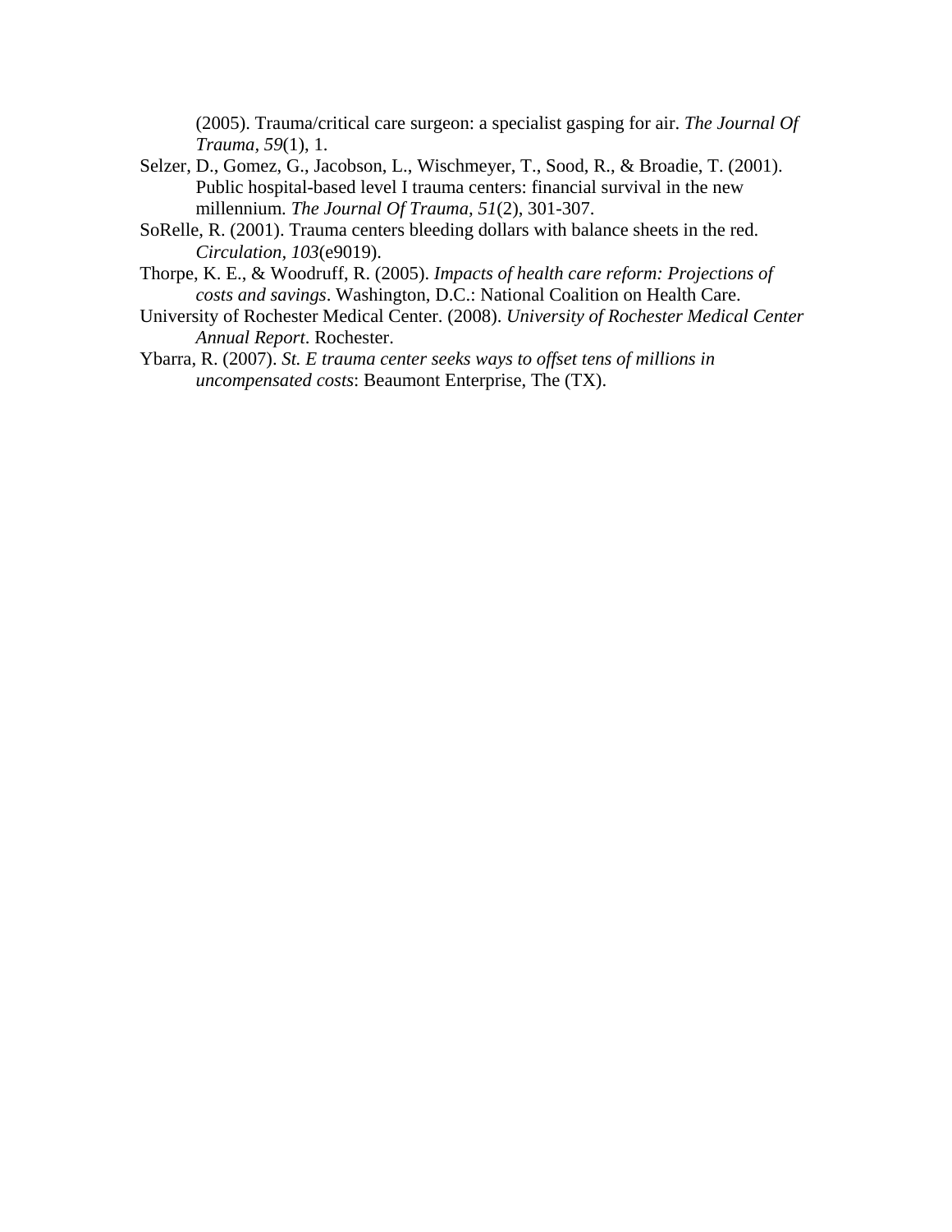(2005). Trauma/critical care surgeon: a specialist gasping for air. *The Journal Of Trauma, 59*(1), 1.

Selzer, D., Gomez, G., Jacobson, L., Wischmeyer, T., Sood, R., & Broadie, T. (2001). Public hospital-based level I trauma centers: financial survival in the new millennium. *The Journal Of Trauma, 51*(2), 301-307.

SoRelle, R. (2001). Trauma centers bleeding dollars with balance sheets in the red. *Circulation, 103*(e9019).

Thorpe, K. E., & Woodruff, R. (2005). *Impacts of health care reform: Projections of costs and savings*. Washington, D.C.: National Coalition on Health Care.

University of Rochester Medical Center. (2008). *University of Rochester Medical Center Annual Report*. Rochester.

Ybarra, R. (2007). *St. E trauma center seeks ways to offset tens of millions in uncompensated costs*: Beaumont Enterprise, The (TX).